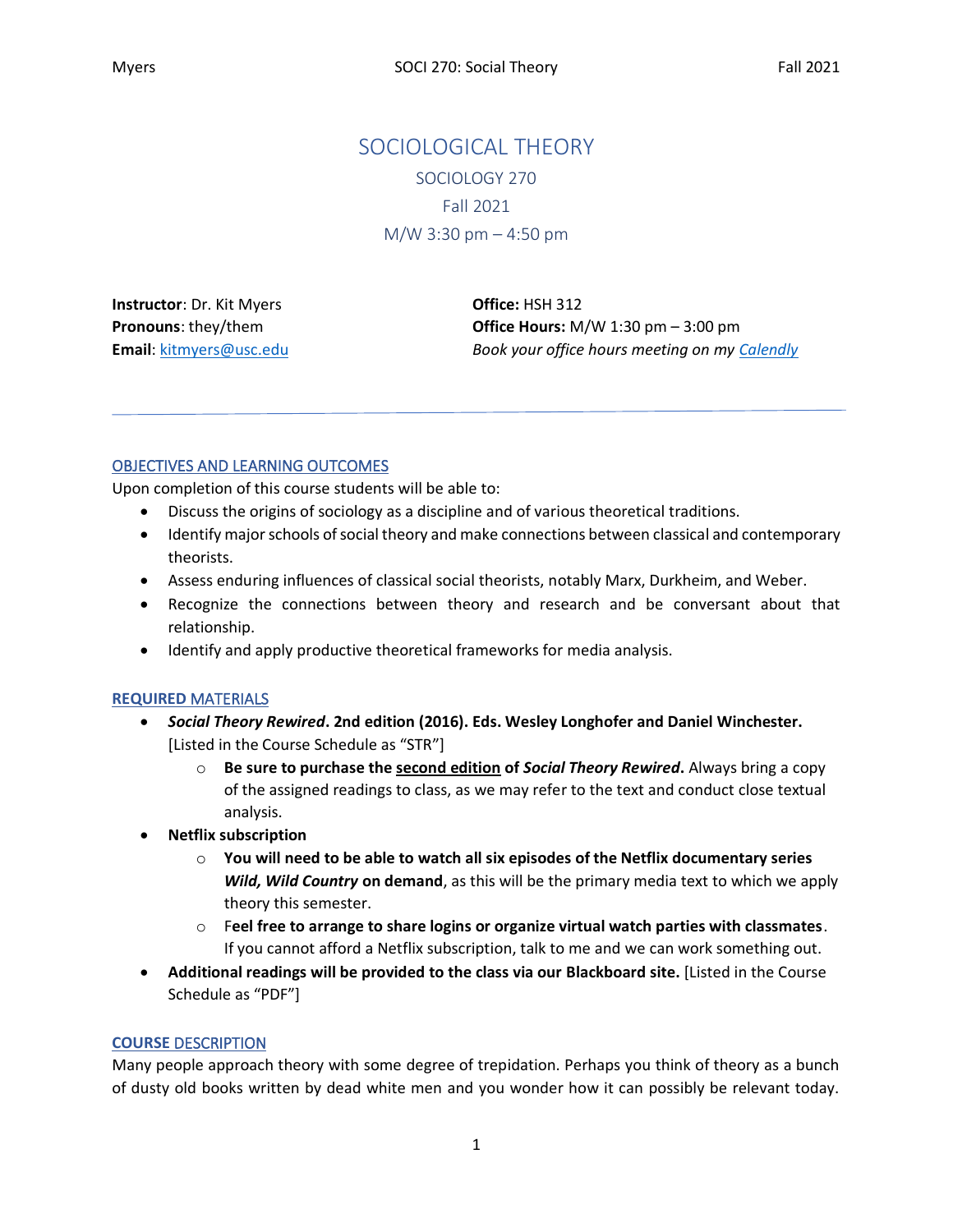# SOCIOLOGICAL THEORY

SOCIOLOGY 270

Fall 2021

M/W 3:30 pm – 4:50 pm

**Instructor**: Dr. Kit Myers
**Pronouns**: they/them
**Email**: kitmyers@usc.edu

**Office:** HSH 312
**Office Hours:** M/W 1:30 pm – 3:00 pm
*Book your office hours meeting on my Calendly*

---

## OBJECTIVES AND LEARNING OUTCOMES

Upon completion of this course students will be able to:

- Discuss the origins of sociology as a discipline and of various theoretical traditions.
- Identify major schools of social theory and make connections between classical and contemporary theorists.
- Assess enduring influences of classical social theorists, notably Marx, Durkheim, and Weber.
- Recognize the connections between theory and research and be conversant about that relationship.
- Identify and apply productive theoretical frameworks for media analysis.

## REQUIRED MATERIALS

- ***Social Theory Rewired*. 2nd edition (2016). Eds. Wesley Longhofer and Daniel Winchester.** [Listed in the Course Schedule as "STR"]
    - **Be sure to purchase the second edition of *Social Theory Rewired*.** Always bring a copy of the assigned readings to class, as we may refer to the text and conduct close textual analysis.
- **Netflix subscription**
    - **You will need to be able to watch all six episodes of the Netflix documentary series *Wild, Wild Country* on demand**, as this will be the primary media text to which we apply theory this semester.
    - **Feel free to arrange to share logins or organize virtual watch parties with classmates**. If you cannot afford a Netflix subscription, talk to me and we can work something out.
- **Additional readings will be provided to the class via our Blackboard site.** [Listed in the Course Schedule as "PDF"]

## COURSE DESCRIPTION

Many people approach theory with some degree of trepidation. Perhaps you think of theory as a bunch of dusty old books written by dead white men and you wonder how it can possibly be relevant today.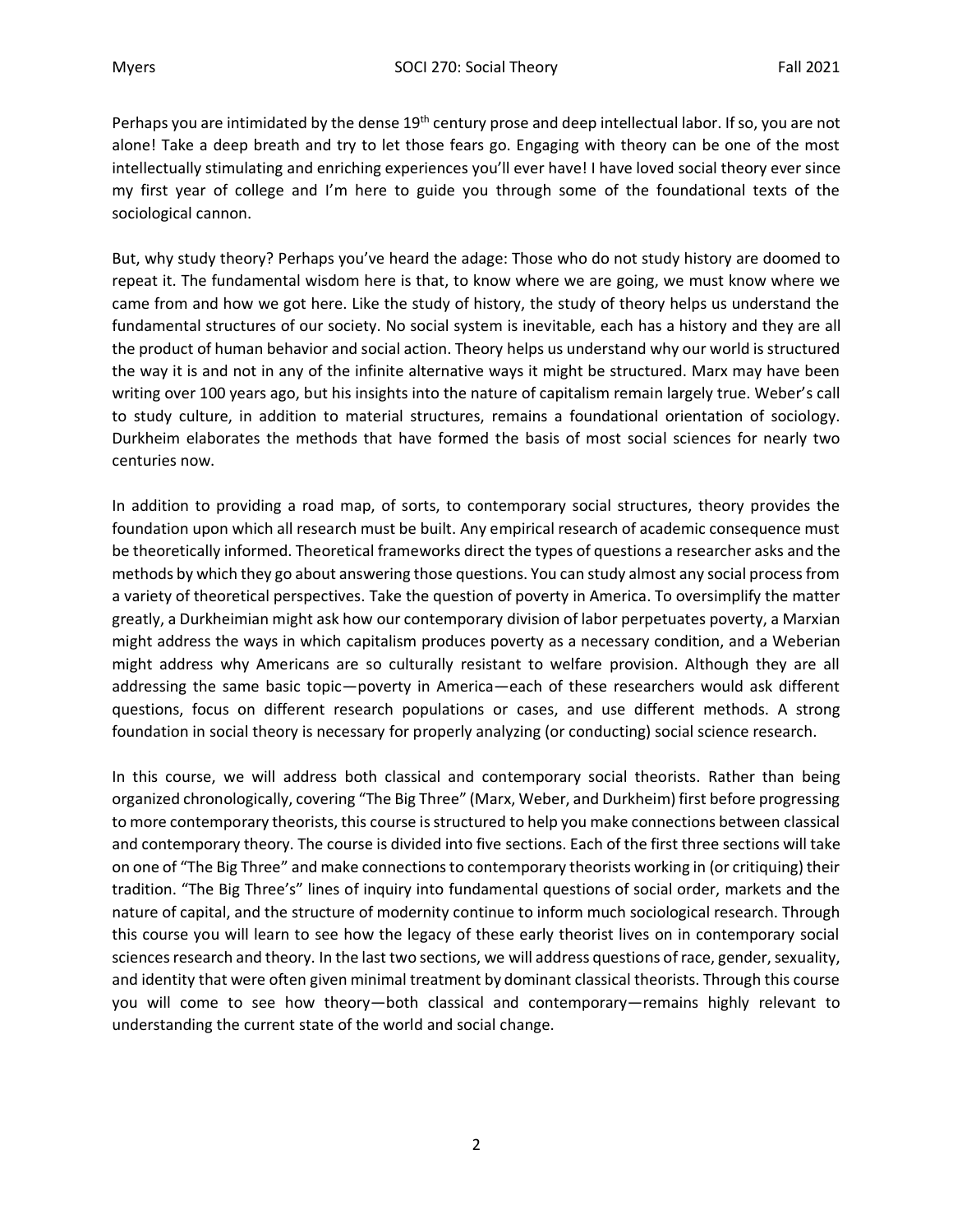Perhaps you are intimidated by the dense 19th century prose and deep intellectual labor. If so, you are not alone! Take a deep breath and try to let those fears go. Engaging with theory can be one of the most intellectually stimulating and enriching experiences you'll ever have! I have loved social theory ever since my first year of college and I'm here to guide you through some of the foundational texts of the sociological cannon.

But, why study theory? Perhaps you've heard the adage: Those who do not study history are doomed to repeat it. The fundamental wisdom here is that, to know where we are going, we must know where we came from and how we got here. Like the study of history, the study of theory helps us understand the fundamental structures of our society. No social system is inevitable, each has a history and they are all the product of human behavior and social action. Theory helps us understand why our world is structured the way it is and not in any of the infinite alternative ways it might be structured. Marx may have been writing over 100 years ago, but his insights into the nature of capitalism remain largely true. Weber's call to study culture, in addition to material structures, remains a foundational orientation of sociology. Durkheim elaborates the methods that have formed the basis of most social sciences for nearly two centuries now.

In addition to providing a road map, of sorts, to contemporary social structures, theory provides the foundation upon which all research must be built. Any empirical research of academic consequence must be theoretically informed. Theoretical frameworks direct the types of questions a researcher asks and the methods by which they go about answering those questions. You can study almost any social process from a variety of theoretical perspectives. Take the question of poverty in America. To oversimplify the matter greatly, a Durkheimian might ask how our contemporary division of labor perpetuates poverty, a Marxian might address the ways in which capitalism produces poverty as a necessary condition, and a Weberian might address why Americans are so culturally resistant to welfare provision. Although they are all addressing the same basic topic—poverty in America—each of these researchers would ask different questions, focus on different research populations or cases, and use different methods. A strong foundation in social theory is necessary for properly analyzing (or conducting) social science research.

In this course, we will address both classical and contemporary social theorists. Rather than being organized chronologically, covering "The Big Three" (Marx, Weber, and Durkheim) first before progressing to more contemporary theorists, this course is structured to help you make connections between classical and contemporary theory. The course is divided into five sections. Each of the first three sections will take on one of "The Big Three" and make connections to contemporary theorists working in (or critiquing) their tradition. "The Big Three's" lines of inquiry into fundamental questions of social order, markets and the nature of capital, and the structure of modernity continue to inform much sociological research. Through this course you will learn to see how the legacy of these early theorist lives on in contemporary social sciences research and theory. In the last two sections, we will address questions of race, gender, sexuality, and identity that were often given minimal treatment by dominant classical theorists. Through this course you will come to see how theory—both classical and contemporary—remains highly relevant to understanding the current state of the world and social change.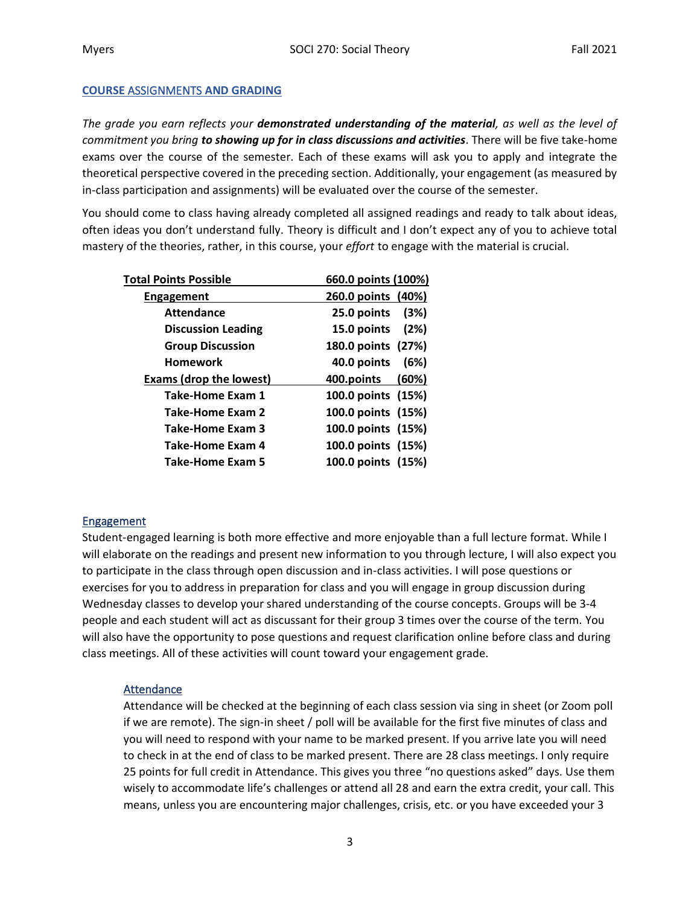## COURSE ASSIGNMENTS AND GRADING

*The grade you earn reflects your **demonstrated understanding of the material**, as well as the level of commitment you bring **to showing up for in class discussions and activities***. There will be five take-home exams over the course of the semester. Each of these exams will ask you to apply and integrate the theoretical perspective covered in the preceding section. Additionally, your engagement (as measured by in-class participation and assignments) will be evaluated over the course of the semester.

You should come to class having already completed all assigned readings and ready to talk about ideas, often ideas you don't understand fully. Theory is difficult and I don't expect any of you to achieve total mastery of the theories, rather, in this course, your *effort* to engage with the material is crucial.

| Total Points Possible | 660.0 points | (100%) |
|---|---|---|
| **Engagement** | **260.0 points** | **(40%)** |
| Attendance | 25.0 points | (3%) |
| Discussion Leading | 15.0 points | (2%) |
| Group Discussion | 180.0 points | (27%) |
| Homework | 40.0 points | (6%) |
| **Exams (drop the lowest)** | **400.points** | **(60%)** |
| Take-Home Exam 1 | 100.0 points | (15%) |
| Take-Home Exam 2 | 100.0 points | (15%) |
| Take-Home Exam 3 | 100.0 points | (15%) |
| Take-Home Exam 4 | 100.0 points | (15%) |
| Take-Home Exam 5 | 100.0 points | (15%) |

### Engagement

Student-engaged learning is both more effective and more enjoyable than a full lecture format. While I will elaborate on the readings and present new information to you through lecture, I will also expect you to participate in the class through open discussion and in-class activities. I will pose questions or exercises for you to address in preparation for class and you will engage in group discussion during Wednesday classes to develop your shared understanding of the course concepts. Groups will be 3-4 people and each student will act as discussant for their group 3 times over the course of the term. You will also have the opportunity to pose questions and request clarification online before class and during class meetings. All of these activities will count toward your engagement grade.

#### Attendance

Attendance will be checked at the beginning of each class session via sing in sheet (or Zoom poll if we are remote). The sign-in sheet / poll will be available for the first five minutes of class and you will need to respond with your name to be marked present. If you arrive late you will need to check in at the end of class to be marked present. There are 28 class meetings. I only require 25 points for full credit in Attendance. This gives you three "no questions asked" days. Use them wisely to accommodate life's challenges or attend all 28 and earn the extra credit, your call. This means, unless you are encountering major challenges, crisis, etc. or you have exceeded your 3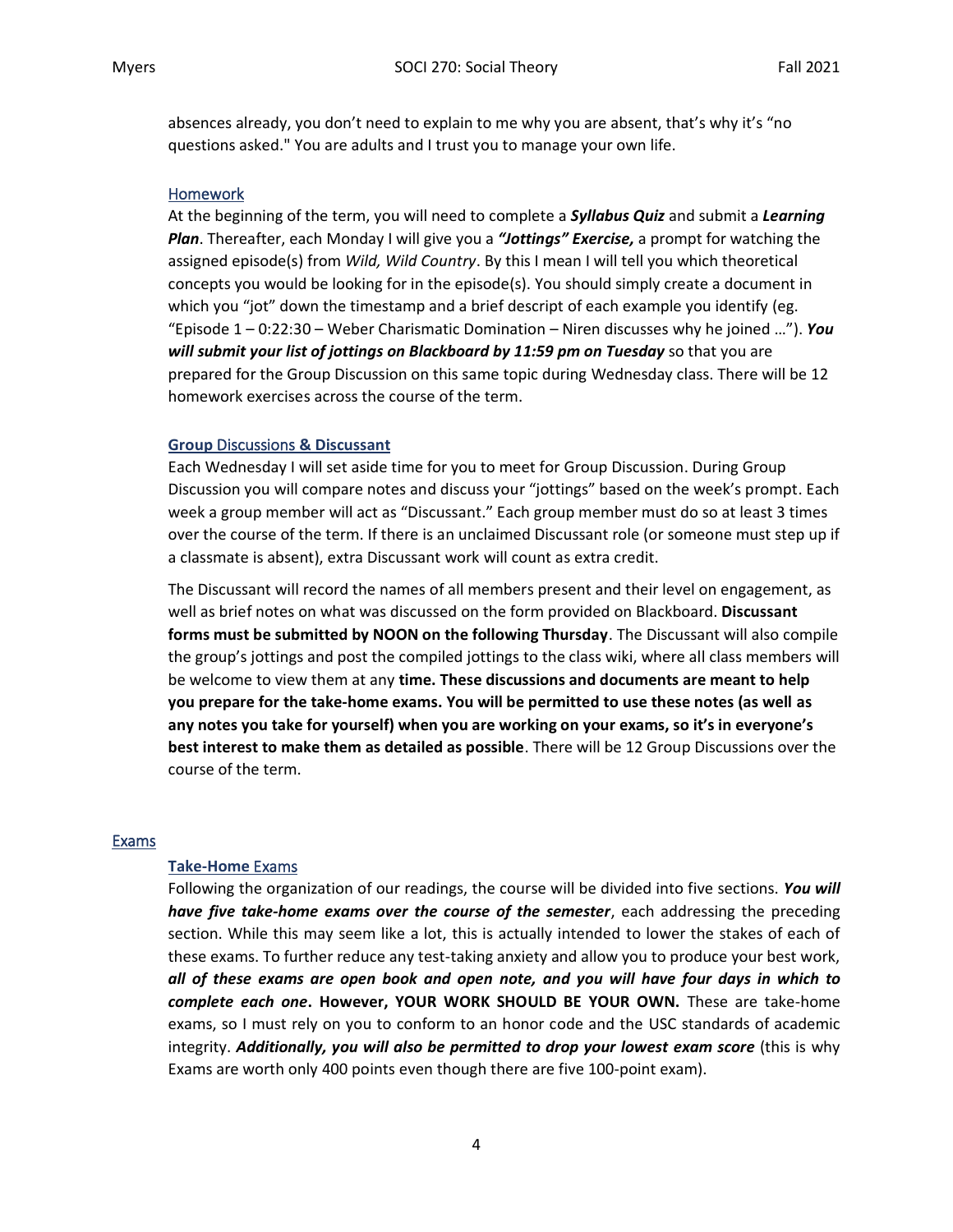absences already, you don't need to explain to me why you are absent, that's why it's "no questions asked." You are adults and I trust you to manage your own life.

### Homework

At the beginning of the term, you will need to complete a ***Syllabus Quiz*** and submit a ***Learning Plan***. Thereafter, each Monday I will give you a ***"Jottings" Exercise,*** a prompt for watching the assigned episode(s) from *Wild, Wild Country*. By this I mean I will tell you which theoretical concepts you would be looking for in the episode(s). You should simply create a document in which you "jot" down the timestamp and a brief descript of each example you identify (eg. "Episode 1 – 0:22:30 – Weber Charismatic Domination – Niren discusses why he joined …"). ***You will submit your list of jottings on Blackboard by 11:59 pm on Tuesday*** so that you are prepared for the Group Discussion on this same topic during Wednesday class. There will be 12 homework exercises across the course of the term.

### **Group** Discussions **& Discussant**

Each Wednesday I will set aside time for you to meet for Group Discussion. During Group Discussion you will compare notes and discuss your "jottings" based on the week's prompt. Each week a group member will act as "Discussant." Each group member must do so at least 3 times over the course of the term. If there is an unclaimed Discussant role (or someone must step up if a classmate is absent), extra Discussant work will count as extra credit.

The Discussant will record the names of all members present and their level on engagement, as well as brief notes on what was discussed on the form provided on Blackboard. **Discussant forms must be submitted by NOON on the following Thursday**. The Discussant will also compile the group's jottings and post the compiled jottings to the class wiki, where all class members will be welcome to view them at any **time. These discussions and documents are meant to help you prepare for the take-home exams. You will be permitted to use these notes (as well as any notes you take for yourself) when you are working on your exams, so it's in everyone's best interest to make them as detailed as possible**. There will be 12 Group Discussions over the course of the term.

## Exams

### **Take-Home** Exams

Following the organization of our readings, the course will be divided into five sections. ***You will have five take-home exams over the course of the semester***, each addressing the preceding section. While this may seem like a lot, this is actually intended to lower the stakes of each of these exams. To further reduce any test-taking anxiety and allow you to produce your best work, ***all of these exams are open book and open note, and you will have four days in which to complete each one*. However, YOUR WORK SHOULD BE YOUR OWN.** These are take-home exams, so I must rely on you to conform to an honor code and the USC standards of academic integrity. ***Additionally, you will also be permitted to drop your lowest exam score*** (this is why Exams are worth only 400 points even though there are five 100-point exam).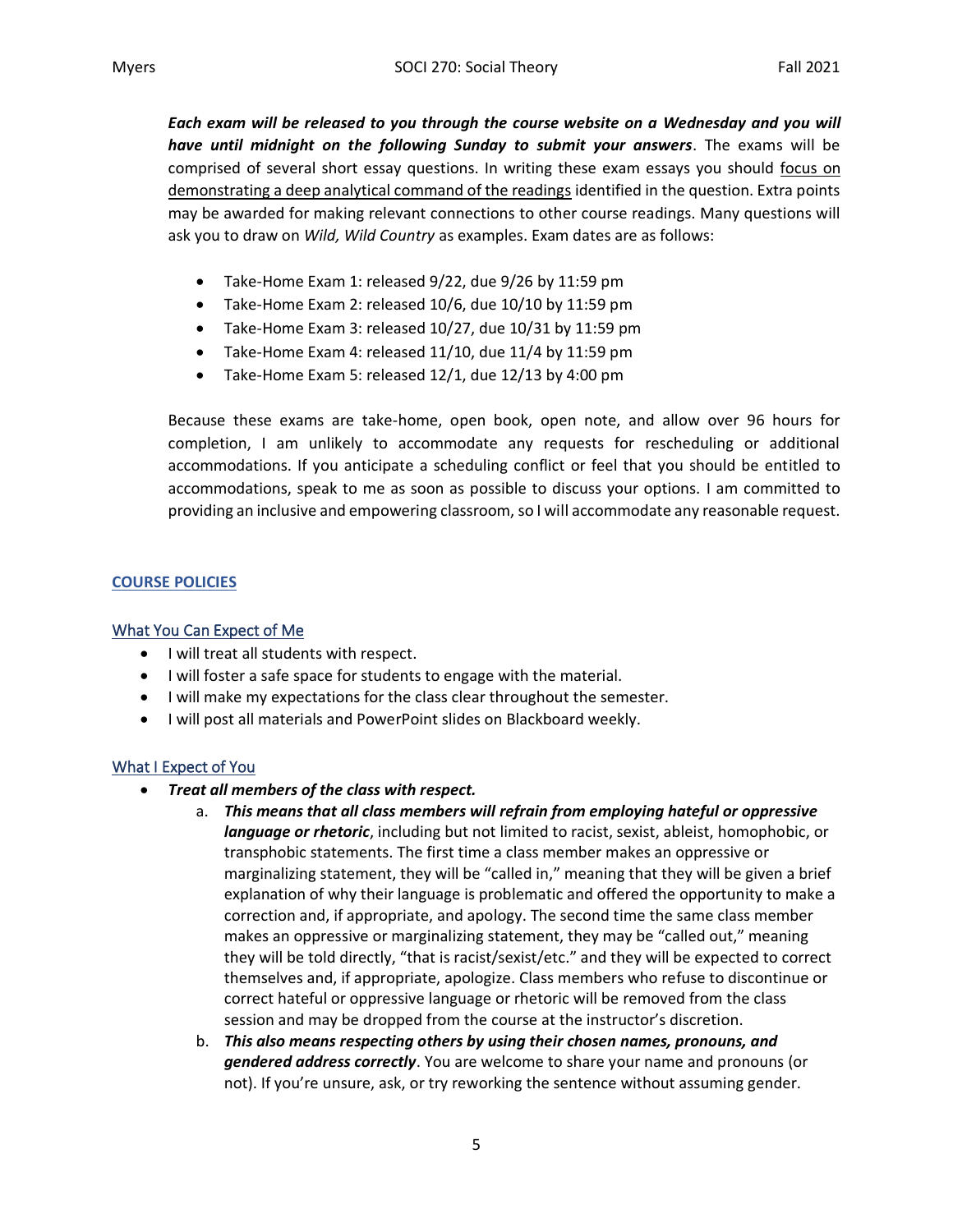***Each exam will be released to you through the course website on a Wednesday and you will have until midnight on the following Sunday to submit your answers***. The exams will be comprised of several short essay questions. In writing these exam essays you should <u>focus on demonstrating a deep analytical command of the readings</u> identified in the question. Extra points may be awarded for making relevant connections to other course readings. Many questions will ask you to draw on *Wild, Wild Country* as examples. Exam dates are as follows:

- Take-Home Exam 1: released 9/22, due 9/26 by 11:59 pm
- Take-Home Exam 2: released 10/6, due 10/10 by 11:59 pm
- Take-Home Exam 3: released 10/27, due 10/31 by 11:59 pm
- Take-Home Exam 4: released 11/10, due 11/4 by 11:59 pm
- Take-Home Exam 5: released 12/1, due 12/13 by 4:00 pm

Because these exams are take-home, open book, open note, and allow over 96 hours for completion, I am unlikely to accommodate any requests for rescheduling or additional accommodations. If you anticipate a scheduling conflict or feel that you should be entitled to accommodations, speak to me as soon as possible to discuss your options. I am committed to providing an inclusive and empowering classroom, so I will accommodate any reasonable request.

## COURSE POLICIES

### What You Can Expect of Me

- I will treat all students with respect.
- I will foster a safe space for students to engage with the material.
- I will make my expectations for the class clear throughout the semester.
- I will post all materials and PowerPoint slides on Blackboard weekly.

### What I Expect of You

- ***Treat all members of the class with respect.***
    a. ***This means that all class members will refrain from employing hateful or oppressive language or rhetoric***, including but not limited to racist, sexist, ableist, homophobic, or transphobic statements. The first time a class member makes an oppressive or marginalizing statement, they will be "called in," meaning that they will be given a brief explanation of why their language is problematic and offered the opportunity to make a correction and, if appropriate, and apology. The second time the same class member makes an oppressive or marginalizing statement, they may be "called out," meaning they will be told directly, "that is racist/sexist/etc." and they will be expected to correct themselves and, if appropriate, apologize. Class members who refuse to discontinue or correct hateful or oppressive language or rhetoric will be removed from the class session and may be dropped from the course at the instructor's discretion.
    b. ***This also means respecting others by using their chosen names, pronouns, and gendered address correctly***. You are welcome to share your name and pronouns (or not). If you're unsure, ask, or try reworking the sentence without assuming gender.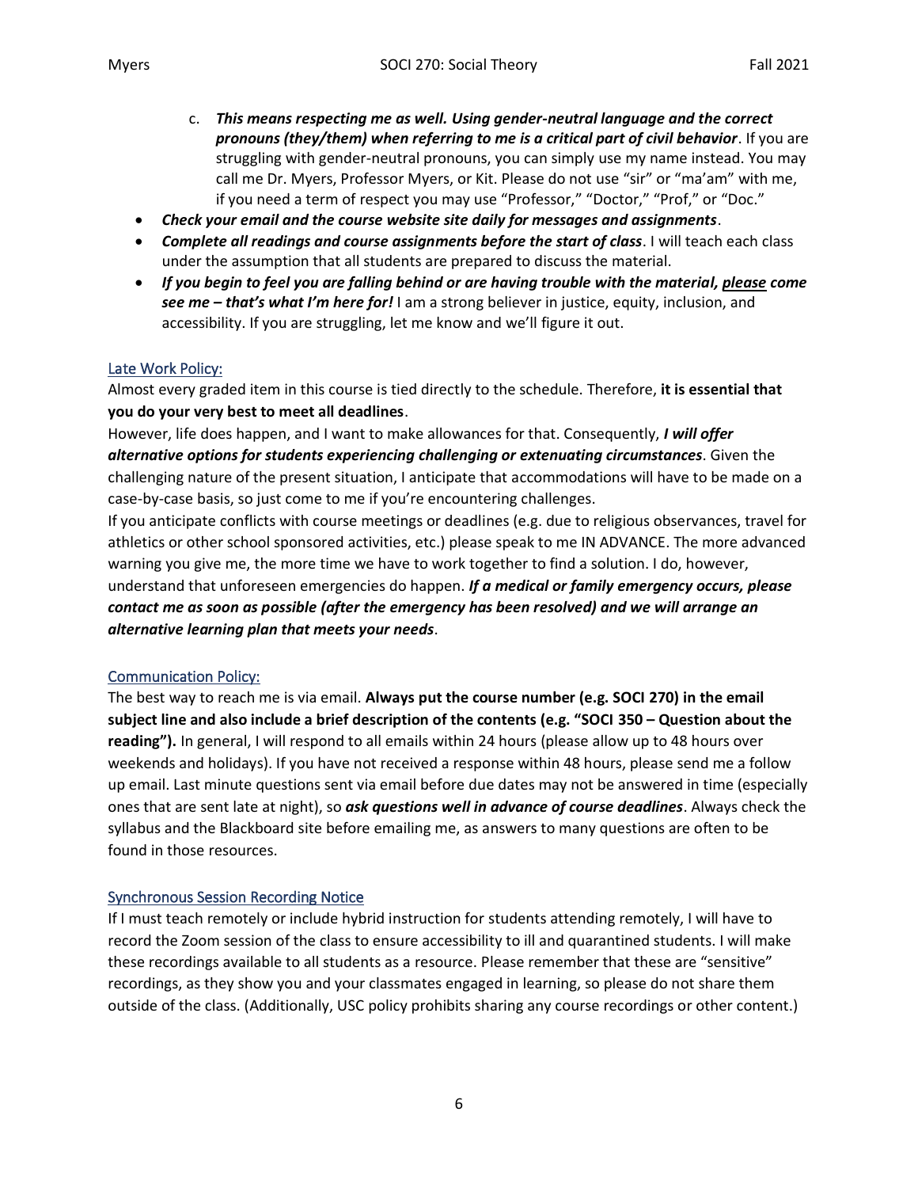c. ***This means respecting me as well. Using gender-neutral language and the correct pronouns (they/them) when referring to me is a critical part of civil behavior***. If you are struggling with gender-neutral pronouns, you can simply use my name instead. You may call me Dr. Myers, Professor Myers, or Kit. Please do not use "sir" or "ma'am" with me, if you need a term of respect you may use "Professor," "Doctor," "Prof," or "Doc."

- ***Check your email and the course website site daily for messages and assignments***.
- ***Complete all readings and course assignments before the start of class***. I will teach each class under the assumption that all students are prepared to discuss the material.
- ***If you begin to feel you are falling behind or are having trouble with the material, please come see me – that's what I'm here for!*** I am a strong believer in justice, equity, inclusion, and accessibility. If you are struggling, let me know and we'll figure it out.

## Late Work Policy:

Almost every graded item in this course is tied directly to the schedule. Therefore, **it is essential that you do your very best to meet all deadlines**.

However, life does happen, and I want to make allowances for that. Consequently, ***I will offer alternative options for students experiencing challenging or extenuating circumstances***. Given the challenging nature of the present situation, I anticipate that accommodations will have to be made on a case-by-case basis, so just come to me if you're encountering challenges.

If you anticipate conflicts with course meetings or deadlines (e.g. due to religious observances, travel for athletics or other school sponsored activities, etc.) please speak to me IN ADVANCE. The more advanced warning you give me, the more time we have to work together to find a solution. I do, however, understand that unforeseen emergencies do happen. ***If a medical or family emergency occurs, please contact me as soon as possible (after the emergency has been resolved) and we will arrange an alternative learning plan that meets your needs***.

## Communication Policy:

The best way to reach me is via email. **Always put the course number (e.g. SOCI 270) in the email subject line and also include a brief description of the contents (e.g. "SOCI 350 – Question about the reading").** In general, I will respond to all emails within 24 hours (please allow up to 48 hours over weekends and holidays). If you have not received a response within 48 hours, please send me a follow up email. Last minute questions sent via email before due dates may not be answered in time (especially ones that are sent late at night), so ***ask questions well in advance of course deadlines***. Always check the syllabus and the Blackboard site before emailing me, as answers to many questions are often to be found in those resources.

## Synchronous Session Recording Notice

If I must teach remotely or include hybrid instruction for students attending remotely, I will have to record the Zoom session of the class to ensure accessibility to ill and quarantined students. I will make these recordings available to all students as a resource. Please remember that these are "sensitive" recordings, as they show you and your classmates engaged in learning, so please do not share them outside of the class. (Additionally, USC policy prohibits sharing any course recordings or other content.)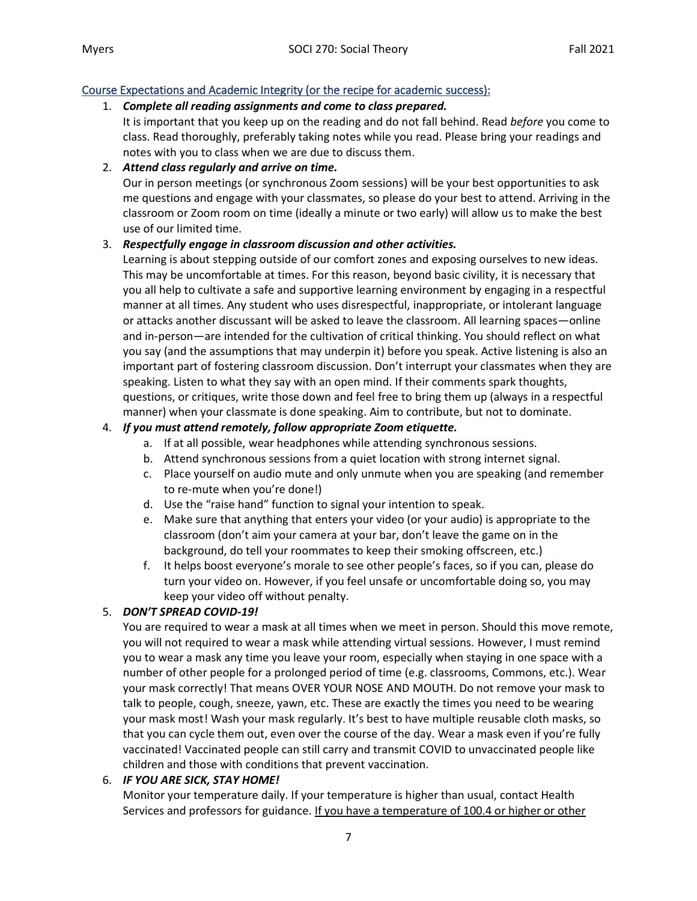## Course Expectations and Academic Integrity (or the recipe for academic success):

1. ***Complete all reading assignments and come to class prepared.***
   It is important that you keep up on the reading and do not fall behind. Read *before* you come to class. Read thoroughly, preferably taking notes while you read. Please bring your readings and notes with you to class when we are due to discuss them.
2. ***Attend class regularly and arrive on time.***
   Our in person meetings (or synchronous Zoom sessions) will be your best opportunities to ask me questions and engage with your classmates, so please do your best to attend. Arriving in the classroom or Zoom room on time (ideally a minute or two early) will allow us to make the best use of our limited time.
3. ***Respectfully engage in classroom discussion and other activities.***
   Learning is about stepping outside of our comfort zones and exposing ourselves to new ideas. This may be uncomfortable at times. For this reason, beyond basic civility, it is necessary that you all help to cultivate a safe and supportive learning environment by engaging in a respectful manner at all times. Any student who uses disrespectful, inappropriate, or intolerant language or attacks another discussant will be asked to leave the classroom. All learning spaces—online and in-person—are intended for the cultivation of critical thinking. You should reflect on what you say (and the assumptions that may underpin it) before you speak. Active listening is also an important part of fostering classroom discussion. Don't interrupt your classmates when they are speaking. Listen to what they say with an open mind. If their comments spark thoughts, questions, or critiques, write those down and feel free to bring them up (always in a respectful manner) when your classmate is done speaking. Aim to contribute, but not to dominate.
4. ***If you must attend remotely, follow appropriate Zoom etiquette.***
   a. If at all possible, wear headphones while attending synchronous sessions.
   b. Attend synchronous sessions from a quiet location with strong internet signal.
   c. Place yourself on audio mute and only unmute when you are speaking (and remember to re-mute when you're done!)
   d. Use the "raise hand" function to signal your intention to speak.
   e. Make sure that anything that enters your video (or your audio) is appropriate to the classroom (don't aim your camera at your bar, don't leave the game on in the background, do tell your roommates to keep their smoking offscreen, etc.)
   f. It helps boost everyone's morale to see other people's faces, so if you can, please do turn your video on. However, if you feel unsafe or uncomfortable doing so, you may keep your video off without penalty.
5. ***DON'T SPREAD COVID-19!***
   You are required to wear a mask at all times when we meet in person. Should this move remote, you will not required to wear a mask while attending virtual sessions. However, I must remind you to wear a mask any time you leave your room, especially when staying in one space with a number of other people for a prolonged period of time (e.g. classrooms, Commons, etc.). Wear your mask correctly! That means OVER YOUR NOSE AND MOUTH. Do not remove your mask to talk to people, cough, sneeze, yawn, etc. These are exactly the times you need to be wearing your mask most! Wash your mask regularly. It's best to have multiple reusable cloth masks, so that you can cycle them out, even over the course of the day. Wear a mask even if you're fully vaccinated! Vaccinated people can still carry and transmit COVID to unvaccinated people like children and those with conditions that prevent vaccination.
6. ***IF YOU ARE SICK, STAY HOME!***
   Monitor your temperature daily. If your temperature is higher than usual, contact Health Services and professors for guidance. <u>If you have a temperature of 100.4 or higher or other</u>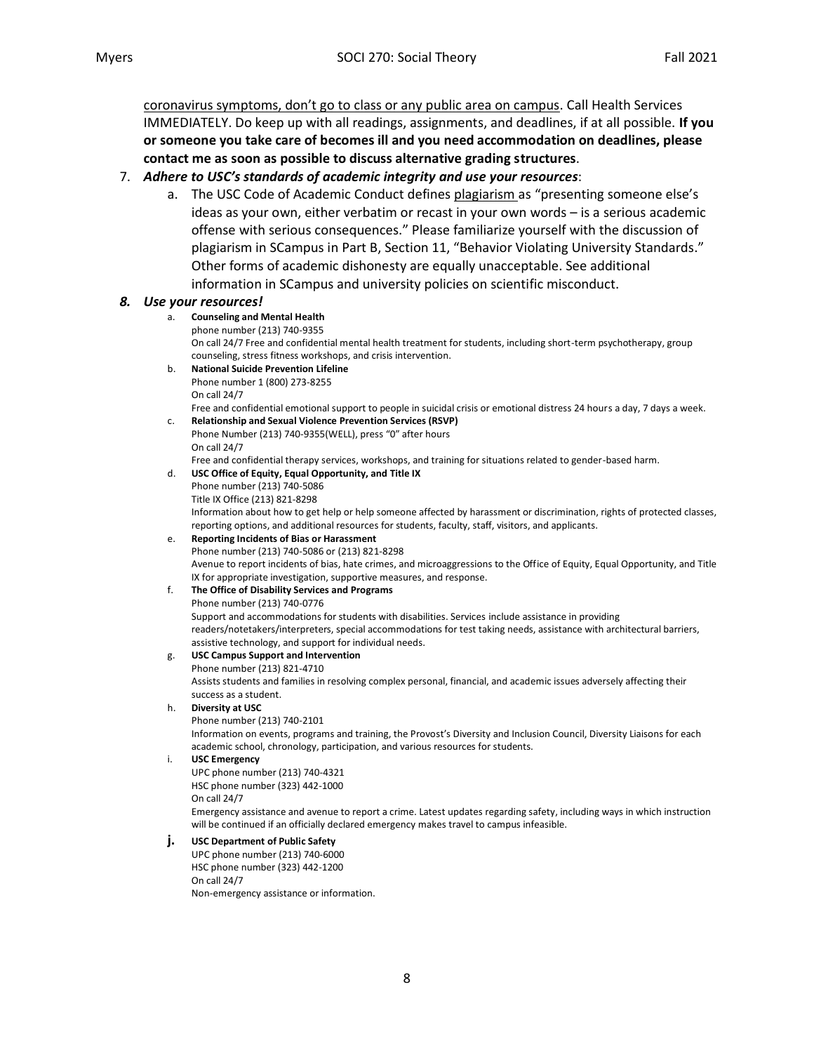coronavirus symptoms, don't go to class or any public area on campus. Call Health Services IMMEDIATELY. Do keep up with all readings, assignments, and deadlines, if at all possible. **If you or someone you take care of becomes ill and you need accommodation on deadlines, please contact me as soon as possible to discuss alternative grading structures**.

7. ***Adhere to USC's standards of academic integrity and use your resources***:
   a. The USC Code of Academic Conduct defines plagiarism as "presenting someone else's ideas as your own, either verbatim or recast in your own words – is a serious academic offense with serious consequences." Please familiarize yourself with the discussion of plagiarism in SCampus in Part B, Section 11, "Behavior Violating University Standards." Other forms of academic dishonesty are equally unacceptable. See additional information in SCampus and university policies on scientific misconduct.

8. ***Use your resources!***
   a. **Counseling and Mental Health**
      phone number (213) 740-9355
      On call 24/7 Free and confidential mental health treatment for students, including short-term psychotherapy, group counseling, stress fitness workshops, and crisis intervention.
   b. **National Suicide Prevention Lifeline**
      Phone number 1 (800) 273-8255
      On call 24/7
      Free and confidential emotional support to people in suicidal crisis or emotional distress 24 hours a day, 7 days a week.
   c. **Relationship and Sexual Violence Prevention Services (RSVP)**
      Phone Number (213) 740-9355(WELL), press "0" after hours
      On call 24/7
      Free and confidential therapy services, workshops, and training for situations related to gender-based harm.
   d. **USC Office of Equity, Equal Opportunity, and Title IX**
      Phone number (213) 740-5086
      Title IX Office (213) 821-8298
      Information about how to get help or help someone affected by harassment or discrimination, rights of protected classes, reporting options, and additional resources for students, faculty, staff, visitors, and applicants.
   e. **Reporting Incidents of Bias or Harassment**
      Phone number (213) 740-5086 or (213) 821-8298
      Avenue to report incidents of bias, hate crimes, and microaggressions to the Office of Equity, Equal Opportunity, and Title IX for appropriate investigation, supportive measures, and response.
   f. **The Office of Disability Services and Programs**
      Phone number (213) 740-0776
      Support and accommodations for students with disabilities. Services include assistance in providing readers/notetakers/interpreters, special accommodations for test taking needs, assistance with architectural barriers, assistive technology, and support for individual needs.
   g. **USC Campus Support and Intervention**
      Phone number (213) 821-4710
      Assists students and families in resolving complex personal, financial, and academic issues adversely affecting their success as a student.
   h. **Diversity at USC**
      Phone number (213) 740-2101
      Information on events, programs and training, the Provost's Diversity and Inclusion Council, Diversity Liaisons for each academic school, chronology, participation, and various resources for students.
   i. **USC Emergency**
      UPC phone number (213) 740-4321
      HSC phone number (323) 442-1000
      On call 24/7
      Emergency assistance and avenue to report a crime. Latest updates regarding safety, including ways in which instruction will be continued if an officially declared emergency makes travel to campus infeasible.
   j. **USC Department of Public Safety**
      UPC phone number (213) 740-6000
      HSC phone number (323) 442-1200
      On call 24/7
      Non-emergency assistance or information.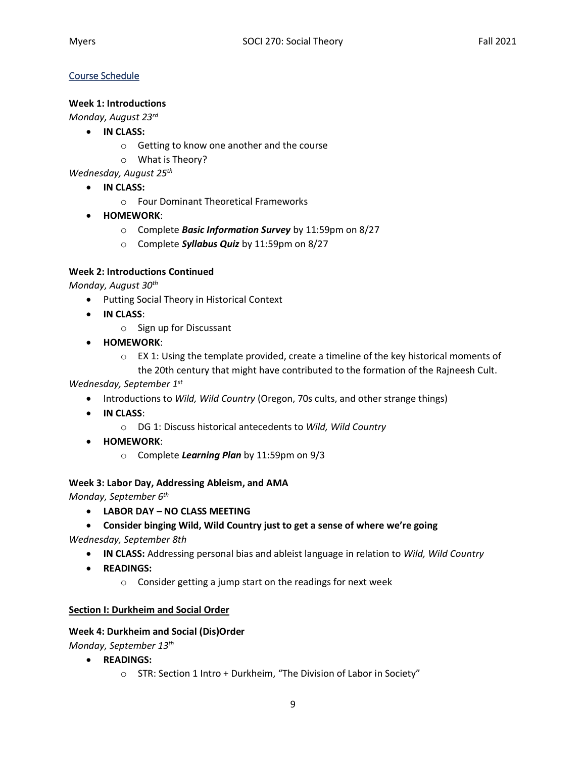## Course Schedule

### Week 1: Introductions

*Monday, August 23rd*

- **IN CLASS:**
  - Getting to know one another and the course
  - What is Theory?

*Wednesday, August 25th*

- **IN CLASS:**
  - Four Dominant Theoretical Frameworks
- **HOMEWORK**:
  - Complete ***Basic Information Survey*** by 11:59pm on 8/27
  - Complete ***Syllabus Quiz*** by 11:59pm on 8/27

### Week 2: Introductions Continued

*Monday, August 30th*

- Putting Social Theory in Historical Context
- **IN CLASS**:
  - Sign up for Discussant
- **HOMEWORK**:
  - EX 1: Using the template provided, create a timeline of the key historical moments of the 20th century that might have contributed to the formation of the Rajneesh Cult.

*Wednesday, September 1st*

- Introductions to *Wild, Wild Country* (Oregon, 70s cults, and other strange things)
- **IN CLASS**:
  - DG 1: Discuss historical antecedents to *Wild, Wild Country*
- **HOMEWORK**:
  - Complete ***Learning Plan*** by 11:59pm on 9/3

### Week 3: Labor Day, Addressing Ableism, and AMA

*Monday, September 6th*

- **LABOR DAY – NO CLASS MEETING**
- **Consider binging Wild, Wild Country just to get a sense of where we're going**

*Wednesday, September 8th*

- **IN CLASS:** Addressing personal bias and ableist language in relation to *Wild, Wild Country*
- **READINGS:**
  - Consider getting a jump start on the readings for next week

## Section I: Durkheim and Social Order

### Week 4: Durkheim and Social (Dis)Order

*Monday, September 13th*

- **READINGS:**
  - STR: Section 1 Intro + Durkheim, "The Division of Labor in Society"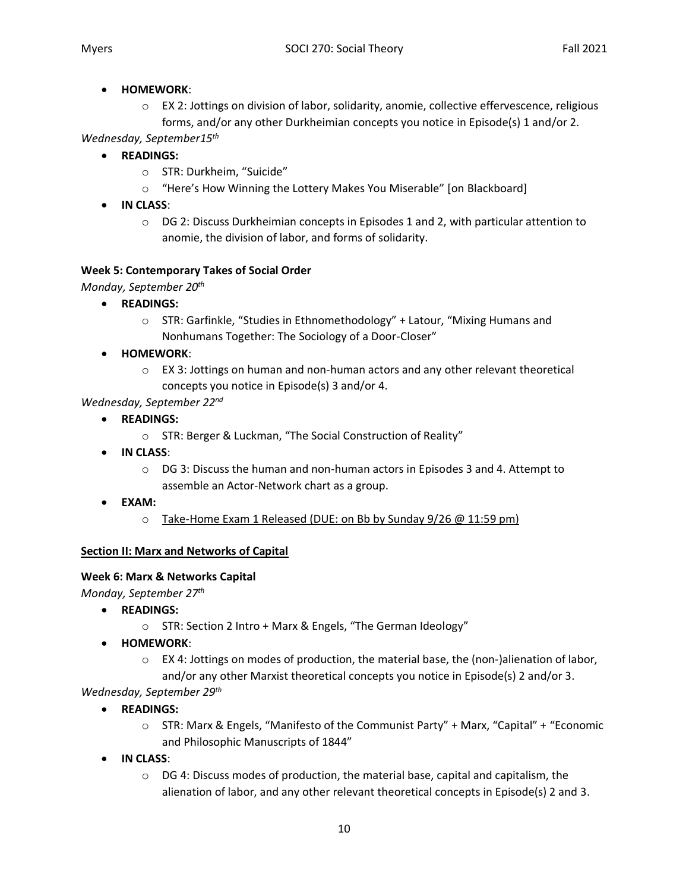- **HOMEWORK**:
    - EX 2: Jottings on division of labor, solidarity, anomie, collective effervescence, religious forms, and/or any other Durkheimian concepts you notice in Episode(s) 1 and/or 2.

*Wednesday, September15th*

- **READINGS:**
    - STR: Durkheim, "Suicide"
    - "Here's How Winning the Lottery Makes You Miserable" [on Blackboard]
- **IN CLASS**:
    - DG 2: Discuss Durkheimian concepts in Episodes 1 and 2, with particular attention to anomie, the division of labor, and forms of solidarity.

**Week 5: Contemporary Takes of Social Order**

*Monday, September 20th*

- **READINGS:**
    - STR: Garfinkle, "Studies in Ethnomethodology" + Latour, "Mixing Humans and Nonhumans Together: The Sociology of a Door-Closer"
- **HOMEWORK**:
    - EX 3: Jottings on human and non-human actors and any other relevant theoretical concepts you notice in Episode(s) 3 and/or 4.

*Wednesday, September 22nd*

- **READINGS:**
    - STR: Berger & Luckman, "The Social Construction of Reality"
- **IN CLASS**:
    - DG 3: Discuss the human and non-human actors in Episodes 3 and 4. Attempt to assemble an Actor-Network chart as a group.
- **EXAM:**
    - <u>Take-Home Exam 1 Released (DUE: on Bb by Sunday 9/26 @ 11:59 pm)</u>

**<u>Section II: Marx and Networks of Capital</u>**

**Week 6: Marx & Networks Capital**

*Monday, September 27th*

- **READINGS:**
    - STR: Section 2 Intro + Marx & Engels, "The German Ideology"
- **HOMEWORK**:
    - EX 4: Jottings on modes of production, the material base, the (non-)alienation of labor, and/or any other Marxist theoretical concepts you notice in Episode(s) 2 and/or 3.

*Wednesday, September 29th*

- **READINGS:**
    - STR: Marx & Engels, "Manifesto of the Communist Party" + Marx, "Capital" + "Economic and Philosophic Manuscripts of 1844"
- **IN CLASS**:
    - DG 4: Discuss modes of production, the material base, capital and capitalism, the alienation of labor, and any other relevant theoretical concepts in Episode(s) 2 and 3.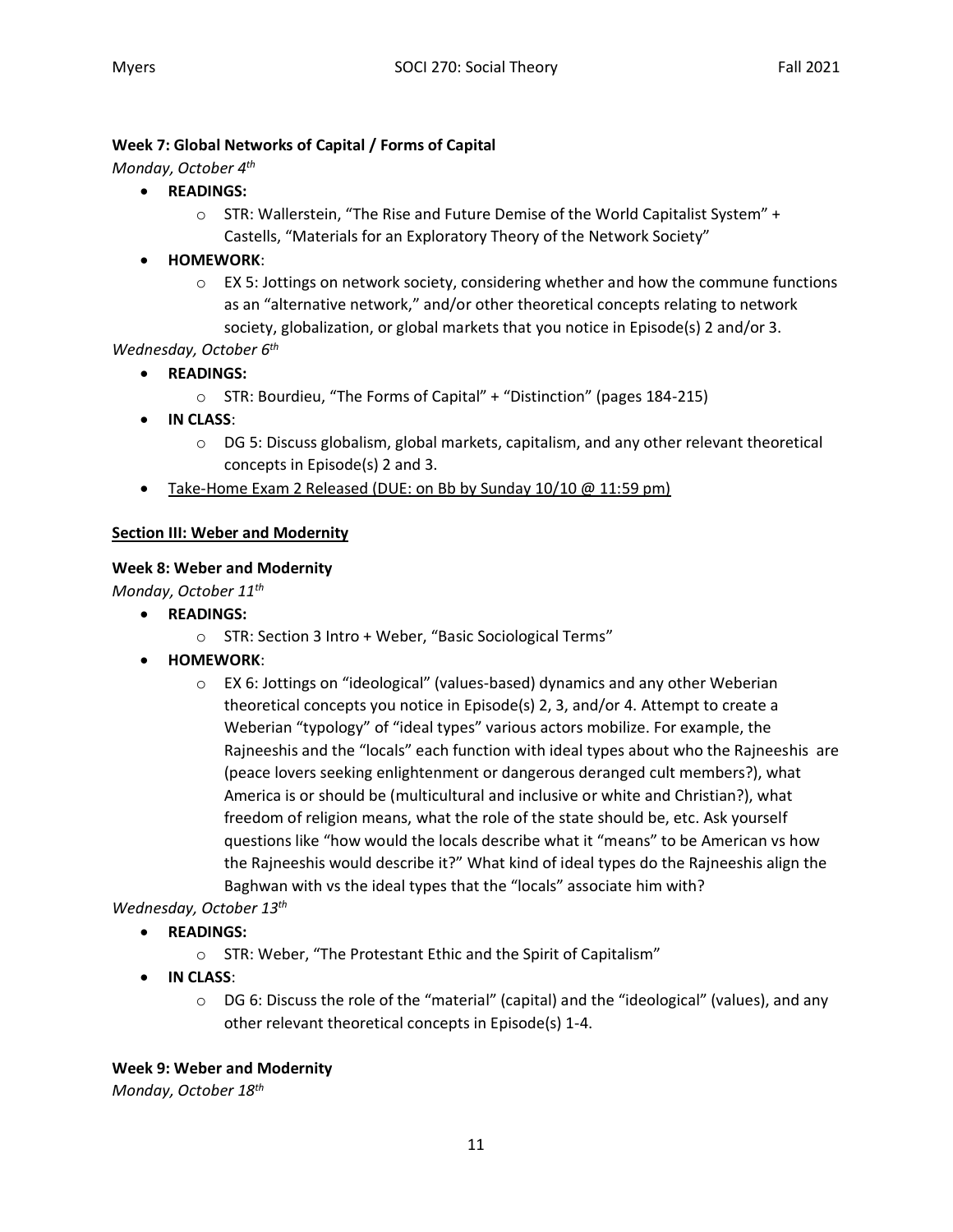**Week 7: Global Networks of Capital / Forms of Capital**

*Monday, October 4th*

- **READINGS:**
    - STR: Wallerstein, "The Rise and Future Demise of the World Capitalist System" + Castells, "Materials for an Exploratory Theory of the Network Society"
- **HOMEWORK**:
    - EX 5: Jottings on network society, considering whether and how the commune functions as an "alternative network," and/or other theoretical concepts relating to network society, globalization, or global markets that you notice in Episode(s) 2 and/or 3.

*Wednesday, October 6th*

- **READINGS:**
    - STR: Bourdieu, "The Forms of Capital" + "Distinction" (pages 184-215)
- **IN CLASS**:
    - DG 5: Discuss globalism, global markets, capitalism, and any other relevant theoretical concepts in Episode(s) 2 and 3.
- <u>Take-Home Exam 2 Released (DUE: on Bb by Sunday 10/10 @ 11:59 pm)</u>

## <u>Section III: Weber and Modernity</u>

**Week 8: Weber and Modernity**

*Monday, October 11th*

- **READINGS:**
    - STR: Section 3 Intro + Weber, "Basic Sociological Terms"
- **HOMEWORK**:
    - EX 6: Jottings on "ideological" (values-based) dynamics and any other Weberian theoretical concepts you notice in Episode(s) 2, 3, and/or 4. Attempt to create a Weberian "typology" of "ideal types" various actors mobilize. For example, the Rajneeshis and the "locals" each function with ideal types about who the Rajneeshis are (peace lovers seeking enlightenment or dangerous deranged cult members?), what America is or should be (multicultural and inclusive or white and Christian?), what freedom of religion means, what the role of the state should be, etc. Ask yourself questions like "how would the locals describe what it "means" to be American vs how the Rajneeshis would describe it?" What kind of ideal types do the Rajneeshis align the Baghwan with vs the ideal types that the "locals" associate him with?

*Wednesday, October 13th*

- **READINGS:**
    - STR: Weber, "The Protestant Ethic and the Spirit of Capitalism"
- **IN CLASS**:
    - DG 6: Discuss the role of the "material" (capital) and the "ideological" (values), and any other relevant theoretical concepts in Episode(s) 1-4.

**Week 9: Weber and Modernity**

*Monday, October 18th*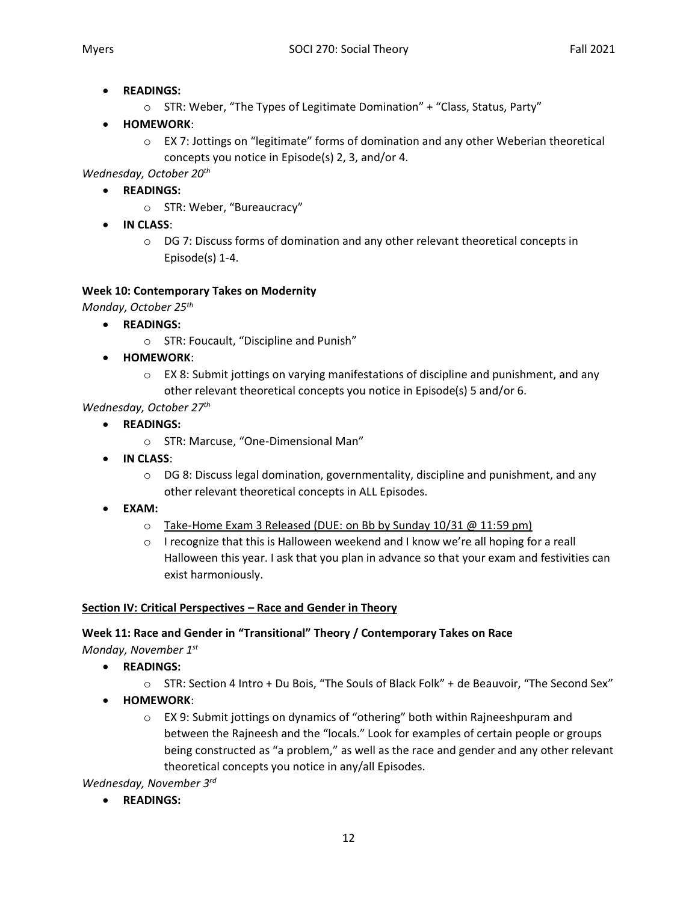- **READINGS:**
  - STR: Weber, "The Types of Legitimate Domination" + "Class, Status, Party"
- **HOMEWORK**:
  - EX 7: Jottings on "legitimate" forms of domination and any other Weberian theoretical concepts you notice in Episode(s) 2, 3, and/or 4.

*Wednesday, October 20th*

- **READINGS:**
  - STR: Weber, "Bureaucracy"
- **IN CLASS**:
  - DG 7: Discuss forms of domination and any other relevant theoretical concepts in Episode(s) 1-4.

**Week 10: Contemporary Takes on Modernity**

*Monday, October 25th*

- **READINGS:**
  - STR: Foucault, "Discipline and Punish"
- **HOMEWORK**:
  - EX 8: Submit jottings on varying manifestations of discipline and punishment, and any other relevant theoretical concepts you notice in Episode(s) 5 and/or 6.

*Wednesday, October 27th*

- **READINGS:**
  - STR: Marcuse, "One-Dimensional Man"
- **IN CLASS**:
  - DG 8: Discuss legal domination, governmentality, discipline and punishment, and any other relevant theoretical concepts in ALL Episodes.
- **EXAM:**
  - Take-Home Exam 3 Released (DUE: on Bb by Sunday 10/31 @ 11:59 pm)
  - I recognize that this is Halloween weekend and I know we're all hoping for a reall Halloween this year. I ask that you plan in advance so that your exam and festivities can exist harmoniously.

**Section IV: Critical Perspectives – Race and Gender in Theory**

**Week 11: Race and Gender in "Transitional" Theory / Contemporary Takes on Race**

*Monday, November 1st*

- **READINGS:**
  - STR: Section 4 Intro + Du Bois, "The Souls of Black Folk" + de Beauvoir, "The Second Sex"
- **HOMEWORK**:
  - EX 9: Submit jottings on dynamics of "othering" both within Rajneeshpuram and between the Rajneesh and the "locals." Look for examples of certain people or groups being constructed as "a problem," as well as the race and gender and any other relevant theoretical concepts you notice in any/all Episodes.

*Wednesday, November 3rd*

- **READINGS:**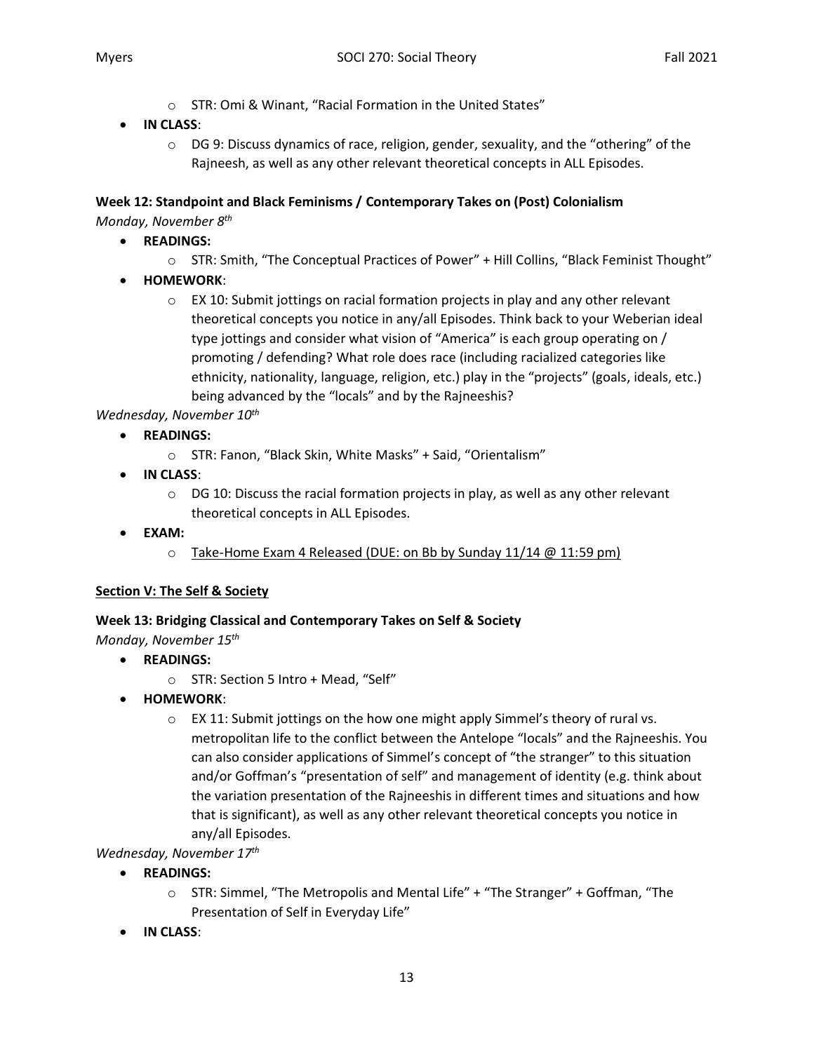- STR: Omi & Winant, "Racial Formation in the United States"
- **IN CLASS**:
  - DG 9: Discuss dynamics of race, religion, gender, sexuality, and the "othering" of the Rajneesh, as well as any other relevant theoretical concepts in ALL Episodes.

**Week 12: Standpoint and Black Feminisms / Contemporary Takes on (Post) Colonialism**

*Monday, November 8th*

- **READINGS:**
  - STR: Smith, "The Conceptual Practices of Power" + Hill Collins, "Black Feminist Thought"
- **HOMEWORK**:
  - EX 10: Submit jottings on racial formation projects in play and any other relevant theoretical concepts you notice in any/all Episodes. Think back to your Weberian ideal type jottings and consider what vision of "America" is each group operating on / promoting / defending? What role does race (including racialized categories like ethnicity, nationality, language, religion, etc.) play in the "projects" (goals, ideals, etc.) being advanced by the "locals" and by the Rajneeshis?

*Wednesday, November 10th*

- **READINGS:**
  - STR: Fanon, "Black Skin, White Masks" + Said, "Orientalism"
- **IN CLASS**:
  - DG 10: Discuss the racial formation projects in play, as well as any other relevant theoretical concepts in ALL Episodes.
- **EXAM:**
  - <u>Take-Home Exam 4 Released (DUE: on Bb by Sunday 11/14 @ 11:59 pm)</u>

**<u>Section V: The Self & Society</u>**

**Week 13: Bridging Classical and Contemporary Takes on Self & Society**

*Monday, November 15th*

- **READINGS:**
  - STR: Section 5 Intro + Mead, "Self"
- **HOMEWORK**:
  - EX 11: Submit jottings on the how one might apply Simmel's theory of rural vs. metropolitan life to the conflict between the Antelope "locals" and the Rajneeshis. You can also consider applications of Simmel's concept of "the stranger" to this situation and/or Goffman's "presentation of self" and management of identity (e.g. think about the variation presentation of the Rajneeshis in different times and situations and how that is significant), as well as any other relevant theoretical concepts you notice in any/all Episodes.

*Wednesday, November 17th*

- **READINGS:**
  - STR: Simmel, "The Metropolis and Mental Life" + "The Stranger" + Goffman, "The Presentation of Self in Everyday Life"
- **IN CLASS**: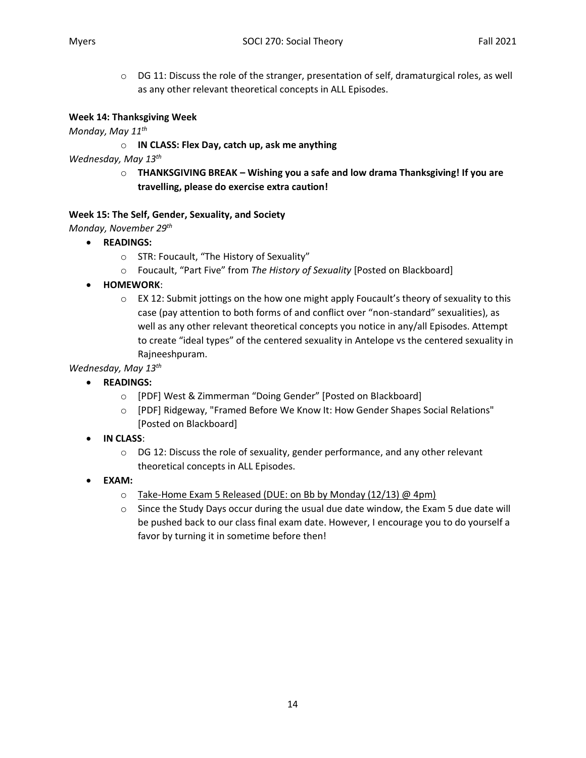- DG 11: Discuss the role of the stranger, presentation of self, dramaturgical roles, as well as any other relevant theoretical concepts in ALL Episodes.

**Week 14: Thanksgiving Week**

*Monday, May 11th*

- **IN CLASS: Flex Day, catch up, ask me anything**

*Wednesday, May 13th*

- **THANKSGIVING BREAK – Wishing you a safe and low drama Thanksgiving! If you are travelling, please do exercise extra caution!**

**Week 15: The Self, Gender, Sexuality, and Society**

*Monday, November 29th*

- **READINGS:**
  - STR: Foucault, "The History of Sexuality"
  - Foucault, "Part Five" from *The History of Sexuality* [Posted on Blackboard]
- **HOMEWORK**:
  - EX 12: Submit jottings on the how one might apply Foucault's theory of sexuality to this case (pay attention to both forms of and conflict over "non-standard" sexualities), as well as any other relevant theoretical concepts you notice in any/all Episodes. Attempt to create "ideal types" of the centered sexuality in Antelope vs the centered sexuality in Rajneeshpuram.

*Wednesday, May 13th*

- **READINGS:**
  - [PDF] West & Zimmerman "Doing Gender" [Posted on Blackboard]
  - [PDF] Ridgeway, "Framed Before We Know It: How Gender Shapes Social Relations" [Posted on Blackboard]
- **IN CLASS**:
  - DG 12: Discuss the role of sexuality, gender performance, and any other relevant theoretical concepts in ALL Episodes.
- **EXAM:**
  - Take-Home Exam 5 Released (DUE: on Bb by Monday (12/13) @ 4pm)
  - Since the Study Days occur during the usual due date window, the Exam 5 due date will be pushed back to our class final exam date. However, I encourage you to do yourself a favor by turning it in sometime before then!